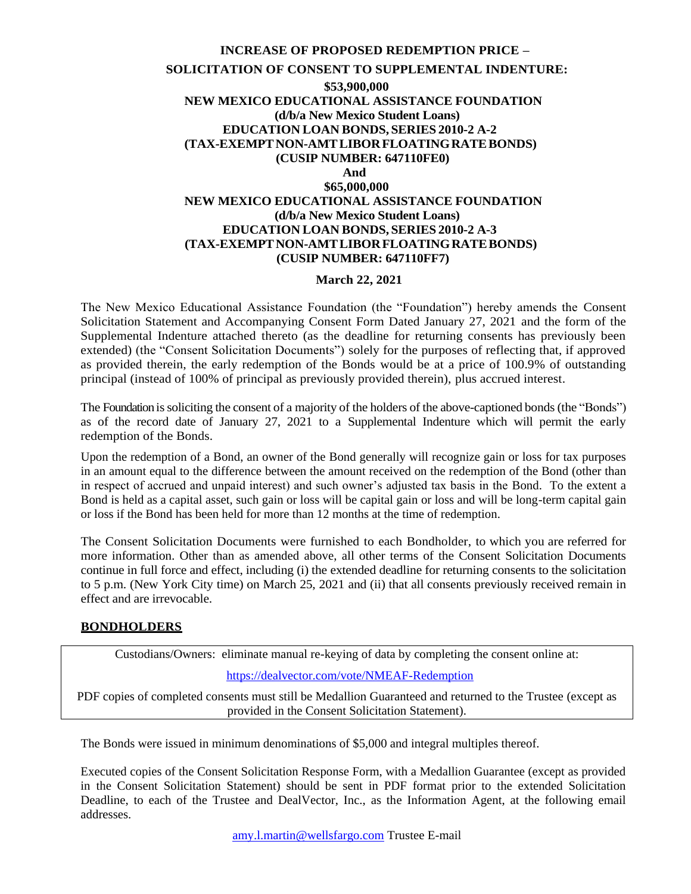**INCREASE OF PROPOSED REDEMPTION PRICE –**

**SOLICITATION OF CONSENT TO SUPPLEMENTAL INDENTURE:**

**$53,900,000**
**NEW MEXICO EDUCATIONAL ASSISTANCE FOUNDATION**
**(d/b/a New Mexico Student Loans)**
**EDUCATION LOAN BONDS, SERIES 2010-2 A-2**
**(TAX-EXEMPT NON-AMT LIBOR FLOATING RATE BONDS)**
**(CUSIP NUMBER: 647110FE0)**
**And**
**$65,000,000**
**NEW MEXICO EDUCATIONAL ASSISTANCE FOUNDATION**
**(d/b/a New Mexico Student Loans)**
**EDUCATION LOAN BONDS, SERIES 2010-2 A-3**
**(TAX-EXEMPT NON-AMT LIBOR FLOATING RATE BONDS)**
**(CUSIP NUMBER: 647110FF7)**

**March 22, 2021**

The New Mexico Educational Assistance Foundation (the "Foundation") hereby amends the Consent Solicitation Statement and Accompanying Consent Form Dated January 27, 2021 and the form of the Supplemental Indenture attached thereto (as the deadline for returning consents has previously been extended) (the "Consent Solicitation Documents") solely for the purposes of reflecting that, if approved as provided therein, the early redemption of the Bonds would be at a price of 100.9% of outstanding principal (instead of 100% of principal as previously provided therein), plus accrued interest.

The Foundation is soliciting the consent of a majority of the holders of the above-captioned bonds (the "Bonds") as of the record date of January 27, 2021 to a Supplemental Indenture which will permit the early redemption of the Bonds.

Upon the redemption of a Bond, an owner of the Bond generally will recognize gain or loss for tax purposes in an amount equal to the difference between the amount received on the redemption of the Bond (other than in respect of accrued and unpaid interest) and such owner's adjusted tax basis in the Bond. To the extent a Bond is held as a capital asset, such gain or loss will be capital gain or loss and will be long-term capital gain or loss if the Bond has been held for more than 12 months at the time of redemption.

The Consent Solicitation Documents were furnished to each Bondholder, to which you are referred for more information. Other than as amended above, all other terms of the Consent Solicitation Documents continue in full force and effect, including (i) the extended deadline for returning consents to the solicitation to 5 p.m. (New York City time) on March 25, 2021 and (ii) that all consents previously received remain in effect and are irrevocable.

**BONDHOLDERS**

Custodians/Owners: eliminate manual re-keying of data by completing the consent online at:

https://dealvector.com/vote/NMEAF-Redemption

PDF copies of completed consents must still be Medallion Guaranteed and returned to the Trustee (except as provided in the Consent Solicitation Statement).

The Bonds were issued in minimum denominations of $5,000 and integral multiples thereof.

Executed copies of the Consent Solicitation Response Form, with a Medallion Guarantee (except as provided in the Consent Solicitation Statement) should be sent in PDF format prior to the extended Solicitation Deadline, to each of the Trustee and DealVector, Inc., as the Information Agent, at the following email addresses.

amy.l.martin@wellsfargo.com Trustee E-mail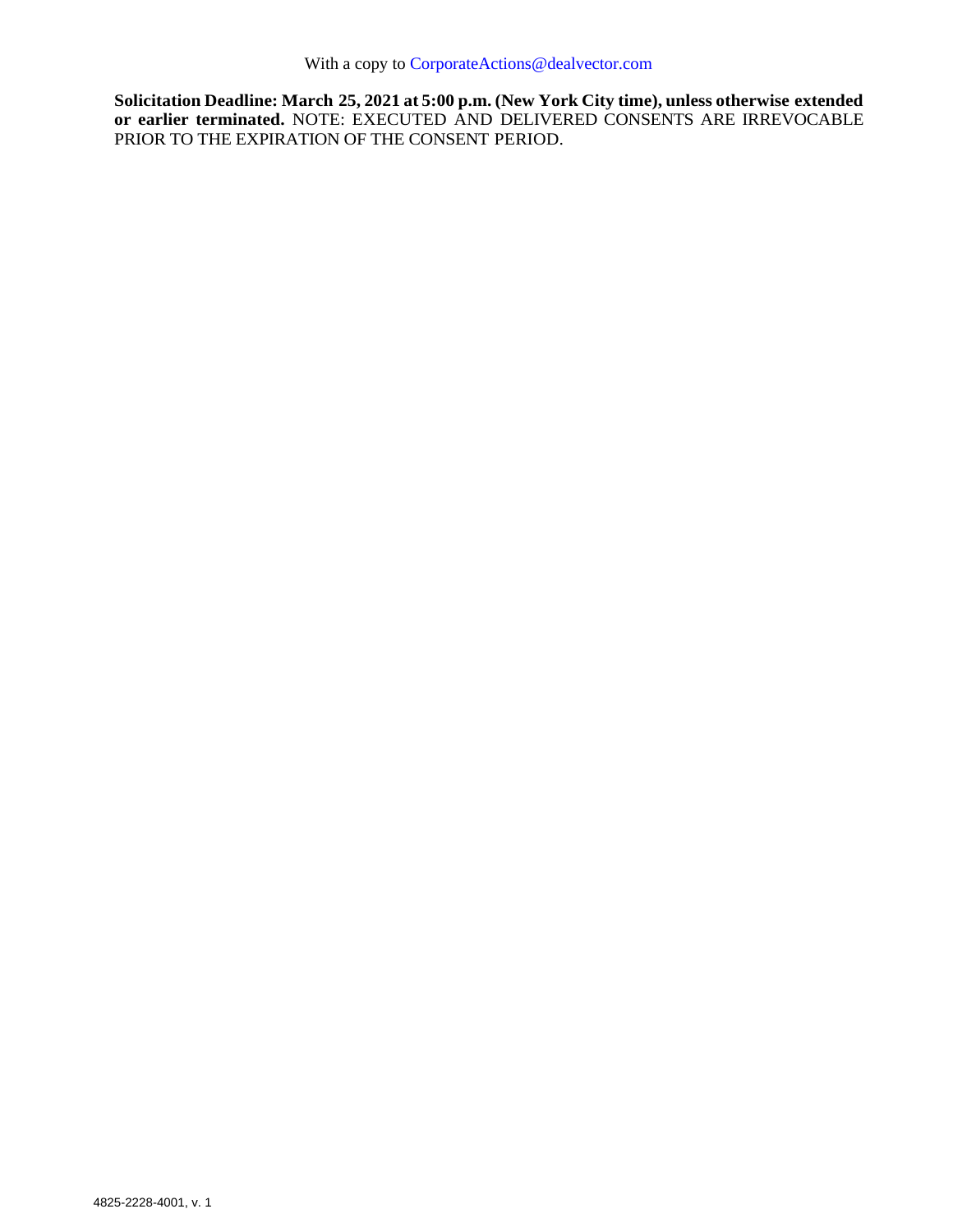With a copy to CorporateActions@dealvector.com

**Solicitation Deadline: March 25, 2021 at 5:00 p.m. (New York City time), unless otherwise extended or earlier terminated.** NOTE: EXECUTED AND DELIVERED CONSENTS ARE IRREVOCABLE PRIOR TO THE EXPIRATION OF THE CONSENT PERIOD.

4825-2228-4001, v. 1